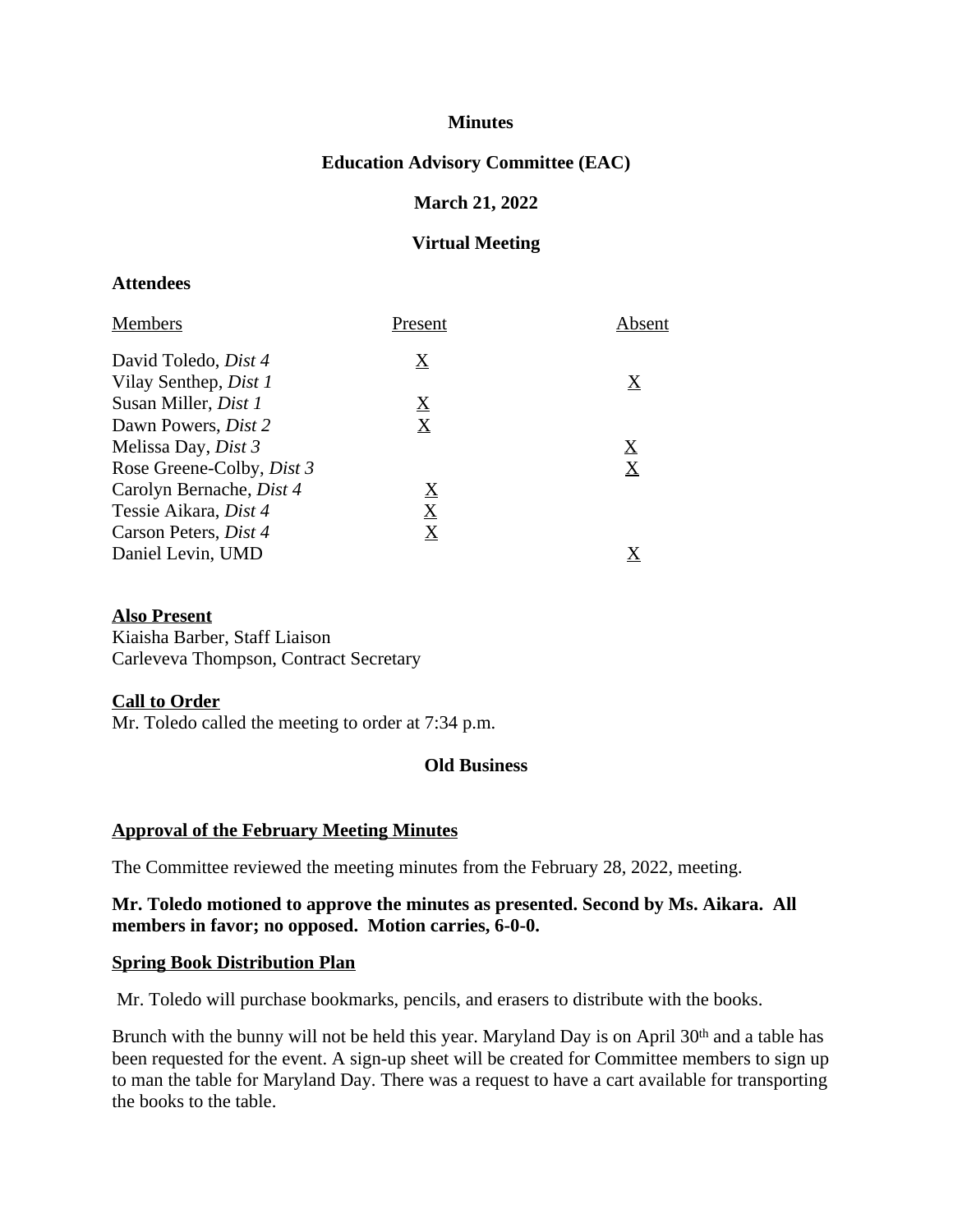**Minutes**

**Education Advisory Committee (EAC)**

**March 21, 2022**

**Virtual Meeting**

**Attendees**

| Members | Present | Absent |
|---|---|---|
| David Toledo, *Dist 4* | X | |
| Vilay Senthep, *Dist 1* | | X |
| Susan Miller, *Dist 1* | X | |
| Dawn Powers, *Dist 2* | X | |
| Melissa Day, *Dist 3* | | X |
| Rose Greene-Colby, *Dist 3* | | X |
| Carolyn Bernache, *Dist 4* | X | |
| Tessie Aikara, *Dist 4* | X | |
| Carson Peters, *Dist 4* | X | |
| Daniel Levin, UMD | | X |

**Also Present**

Kiaisha Barber, Staff Liaison
Carleveva Thompson, Contract Secretary

**Call to Order**

Mr. Toledo called the meeting to order at 7:34 p.m.

## Old Business

**Approval of the February Meeting Minutes**

The Committee reviewed the meeting minutes from the February 28, 2022, meeting.

**Mr. Toledo motioned to approve the minutes as presented. Second by Ms. Aikara. All members in favor; no opposed. Motion carries, 6-0-0.**

**Spring Book Distribution Plan**

Mr. Toledo will purchase bookmarks, pencils, and erasers to distribute with the books.

Brunch with the bunny will not be held this year. Maryland Day is on April 30th and a table has been requested for the event. A sign-up sheet will be created for Committee members to sign up to man the table for Maryland Day. There was a request to have a cart available for transporting the books to the table.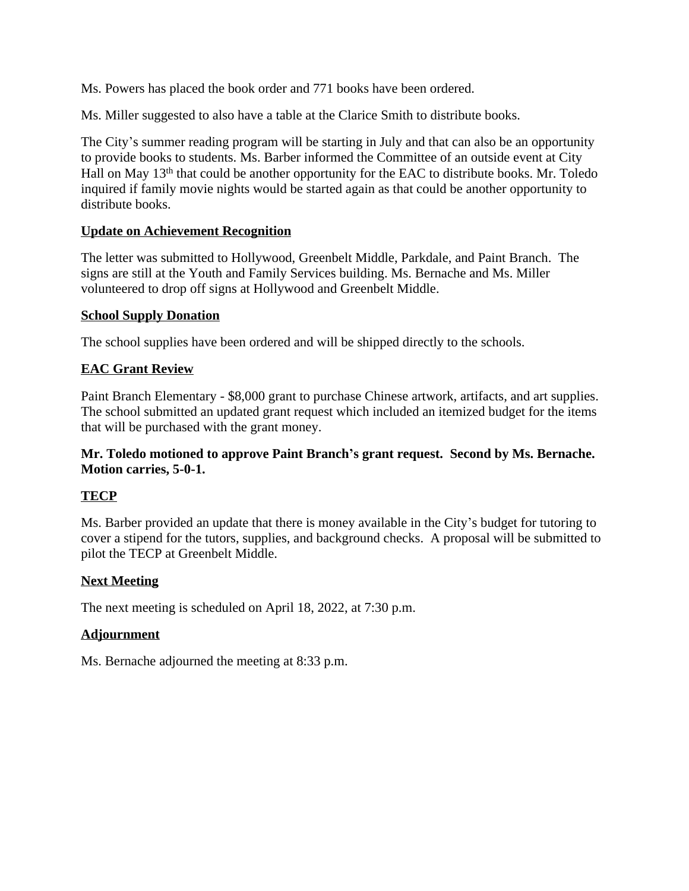Ms. Powers has placed the book order and 771 books have been ordered.

Ms. Miller suggested to also have a table at the Clarice Smith to distribute books.

The City's summer reading program will be starting in July and that can also be an opportunity to provide books to students. Ms. Barber informed the Committee of an outside event at City Hall on May 13th that could be another opportunity for the EAC to distribute books. Mr. Toledo inquired if family movie nights would be started again as that could be another opportunity to distribute books.

## Update on Achievement Recognition

The letter was submitted to Hollywood, Greenbelt Middle, Parkdale, and Paint Branch. The signs are still at the Youth and Family Services building. Ms. Bernache and Ms. Miller volunteered to drop off signs at Hollywood and Greenbelt Middle.

## School Supply Donation

The school supplies have been ordered and will be shipped directly to the schools.

## EAC Grant Review

Paint Branch Elementary - $8,000 grant to purchase Chinese artwork, artifacts, and art supplies. The school submitted an updated grant request which included an itemized budget for the items that will be purchased with the grant money.

**Mr. Toledo motioned to approve Paint Branch's grant request. Second by Ms. Bernache. Motion carries, 5-0-1.**

## TECP

Ms. Barber provided an update that there is money available in the City's budget for tutoring to cover a stipend for the tutors, supplies, and background checks. A proposal will be submitted to pilot the TECP at Greenbelt Middle.

## Next Meeting

The next meeting is scheduled on April 18, 2022, at 7:30 p.m.

## Adjournment

Ms. Bernache adjourned the meeting at 8:33 p.m.